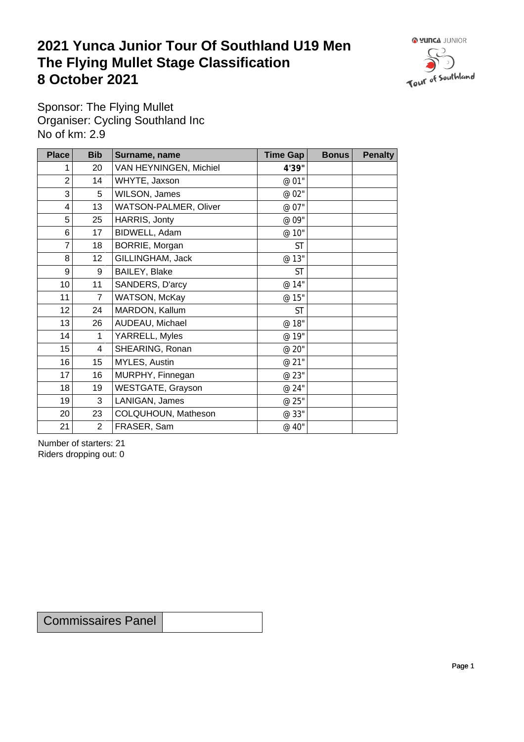# 2021 Yunca Junior Tour Of Southland U19 Men
# The Flying Mullet Stage Classification
# 8 October 2021

Sponsor: The Flying Mullet
Organiser: Cycling Southland Inc
No of km: 2.9

| Place | Bib | Surname, name | Time Gap | Bonus | Penalty |
|---|---|---|---|---|---|
| 1 | 20 | VAN HEYNINGEN, Michiel | **4'39"** | | |
| 2 | 14 | WHYTE, Jaxson | @ 01" | | |
| 3 | 5 | WILSON, James | @ 02" | | |
| 4 | 13 | WATSON-PALMER, Oliver | @ 07" | | |
| 5 | 25 | HARRIS, Jonty | @ 09" | | |
| 6 | 17 | BIDWELL, Adam | @ 10" | | |
| 7 | 18 | BORRIE, Morgan | ST | | |
| 8 | 12 | GILLINGHAM, Jack | @ 13" | | |
| 9 | 9 | BAILEY, Blake | ST | | |
| 10 | 11 | SANDERS, D'arcy | @ 14" | | |
| 11 | 7 | WATSON, McKay | @ 15" | | |
| 12 | 24 | MARDON, Kallum | ST | | |
| 13 | 26 | AUDEAU, Michael | @ 18" | | |
| 14 | 1 | YARRELL, Myles | @ 19" | | |
| 15 | 4 | SHEARING, Ronan | @ 20" | | |
| 16 | 15 | MYLES, Austin | @ 21" | | |
| 17 | 16 | MURPHY, Finnegan | @ 23" | | |
| 18 | 19 | WESTGATE, Grayson | @ 24" | | |
| 19 | 3 | LANIGAN, James | @ 25" | | |
| 20 | 23 | COLQUHOUN, Matheson | @ 33" | | |
| 21 | 2 | FRASER, Sam | @ 40" | | |

Number of starters: 21
Riders dropping out: 0

| Commissaires Panel | |
|---|---|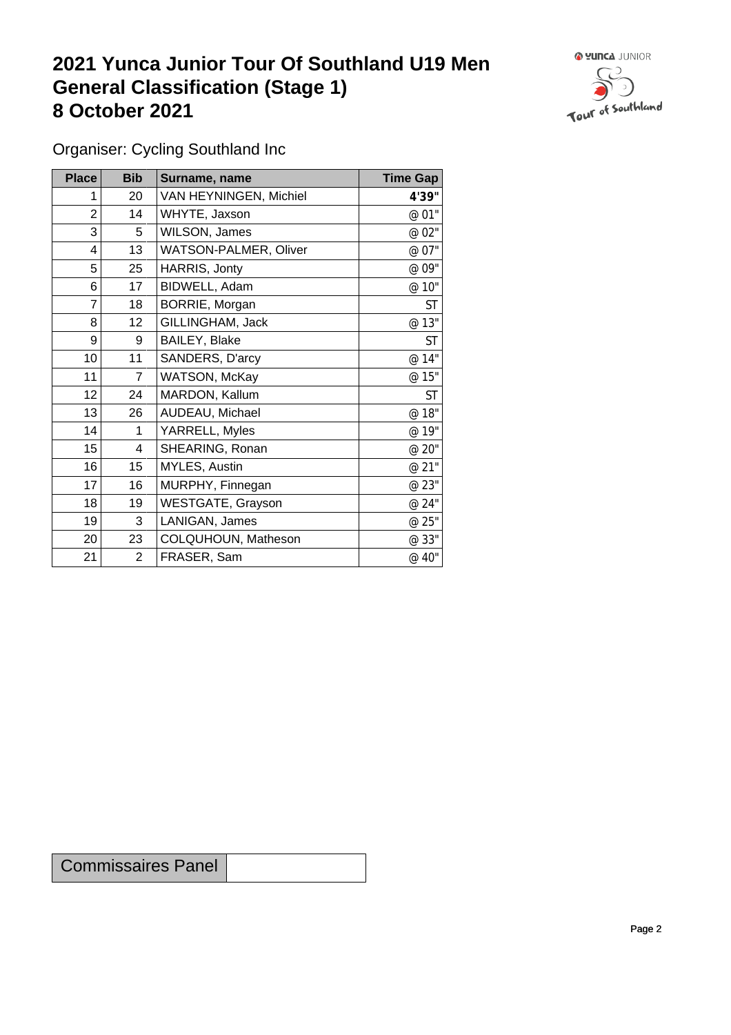# 2021 Yunca Junior Tour Of Southland U19 Men General Classification (Stage 1) 8 October 2021

Organiser: Cycling Southland Inc

| Place | Bib | Surname, name | Time Gap |
|---|---|---|---|
| 1 | 20 | VAN HEYNINGEN, Michiel | **4'39"** |
| 2 | 14 | WHYTE, Jaxson | @ 01" |
| 3 | 5 | WILSON, James | @ 02" |
| 4 | 13 | WATSON-PALMER, Oliver | @ 07" |
| 5 | 25 | HARRIS, Jonty | @ 09" |
| 6 | 17 | BIDWELL, Adam | @ 10" |
| 7 | 18 | BORRIE, Morgan | ST |
| 8 | 12 | GILLINGHAM, Jack | @ 13" |
| 9 | 9 | BAILEY, Blake | ST |
| 10 | 11 | SANDERS, D'arcy | @ 14" |
| 11 | 7 | WATSON, McKay | @ 15" |
| 12 | 24 | MARDON, Kallum | ST |
| 13 | 26 | AUDEAU, Michael | @ 18" |
| 14 | 1 | YARRELL, Myles | @ 19" |
| 15 | 4 | SHEARING, Ronan | @ 20" |
| 16 | 15 | MYLES, Austin | @ 21" |
| 17 | 16 | MURPHY, Finnegan | @ 23" |
| 18 | 19 | WESTGATE, Grayson | @ 24" |
| 19 | 3 | LANIGAN, James | @ 25" |
| 20 | 23 | COLQUHOUN, Matheson | @ 33" |
| 21 | 2 | FRASER, Sam | @ 40" |

| Commissaires Panel | |
|---|---|